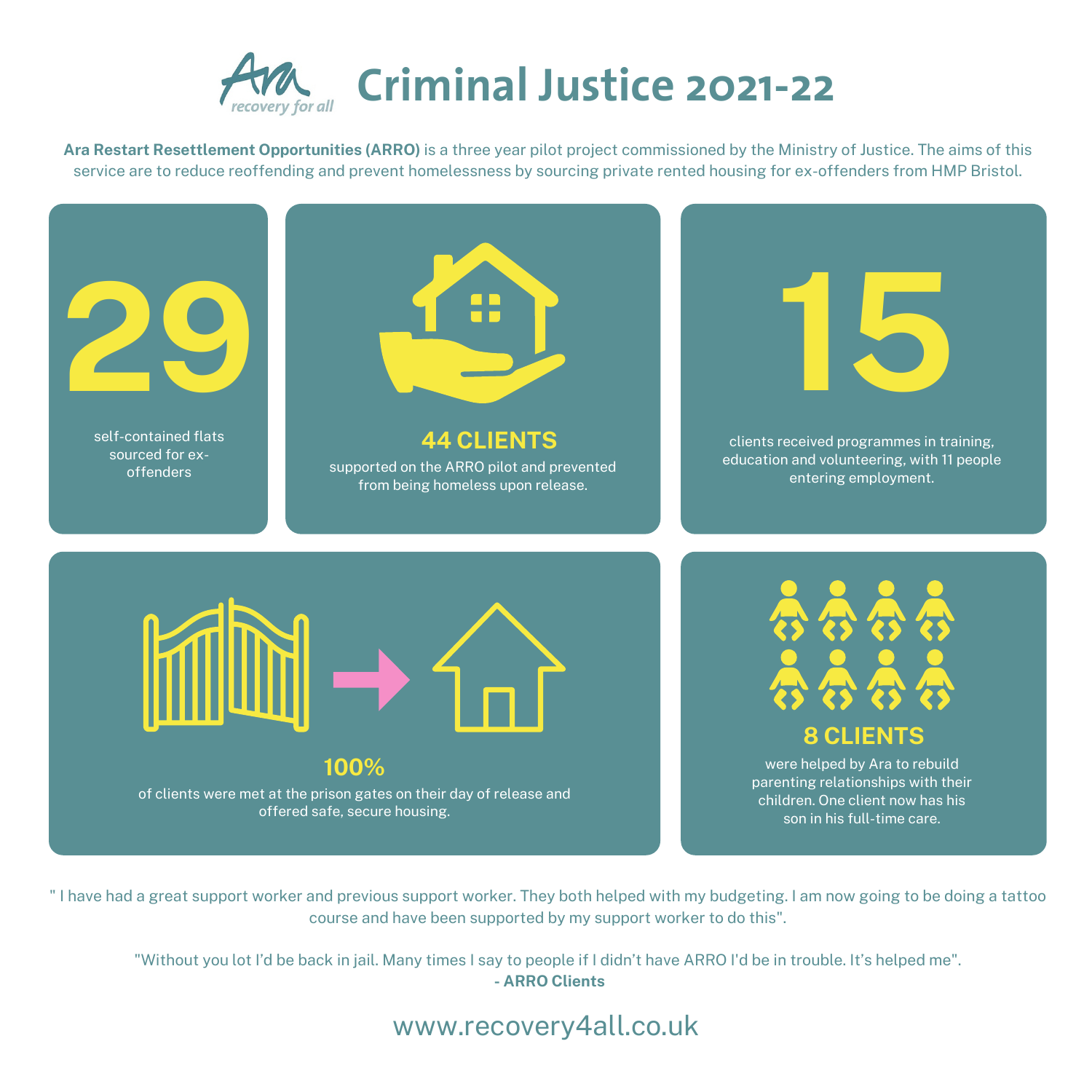# Criminal Justice 2021-22

Ara recovery for all

**Ara Restart Resettlement Opportunities (ARRO)** is a three year pilot project commissioned by the Ministry of Justice. The aims of this service are to reduce reoffending and prevent homelessness by sourcing private rented housing for ex-offenders from HMP Bristol.

**29**

self-contained flats sourced for ex-offenders

**44 CLIENTS**

supported on the ARRO pilot and prevented from being homeless upon release.

**15**

clients received programmes in training, education and volunteering, with 11 people entering employment.

**100%**

of clients were met at the prison gates on their day of release and offered safe, secure housing.

**8 CLIENTS**

were helped by Ara to rebuild parenting relationships with their children. One client now has his son in his full-time care.

" I have had a great support worker and previous support worker. They both helped with my budgeting. I am now going to be doing a tattoo course and have been supported by my support worker to do this".

"Without you lot I'd be back in jail. Many times I say to people if I didn't have ARRO I'd be in trouble. It's helped me".
**- ARRO Clients**

www.recovery4all.co.uk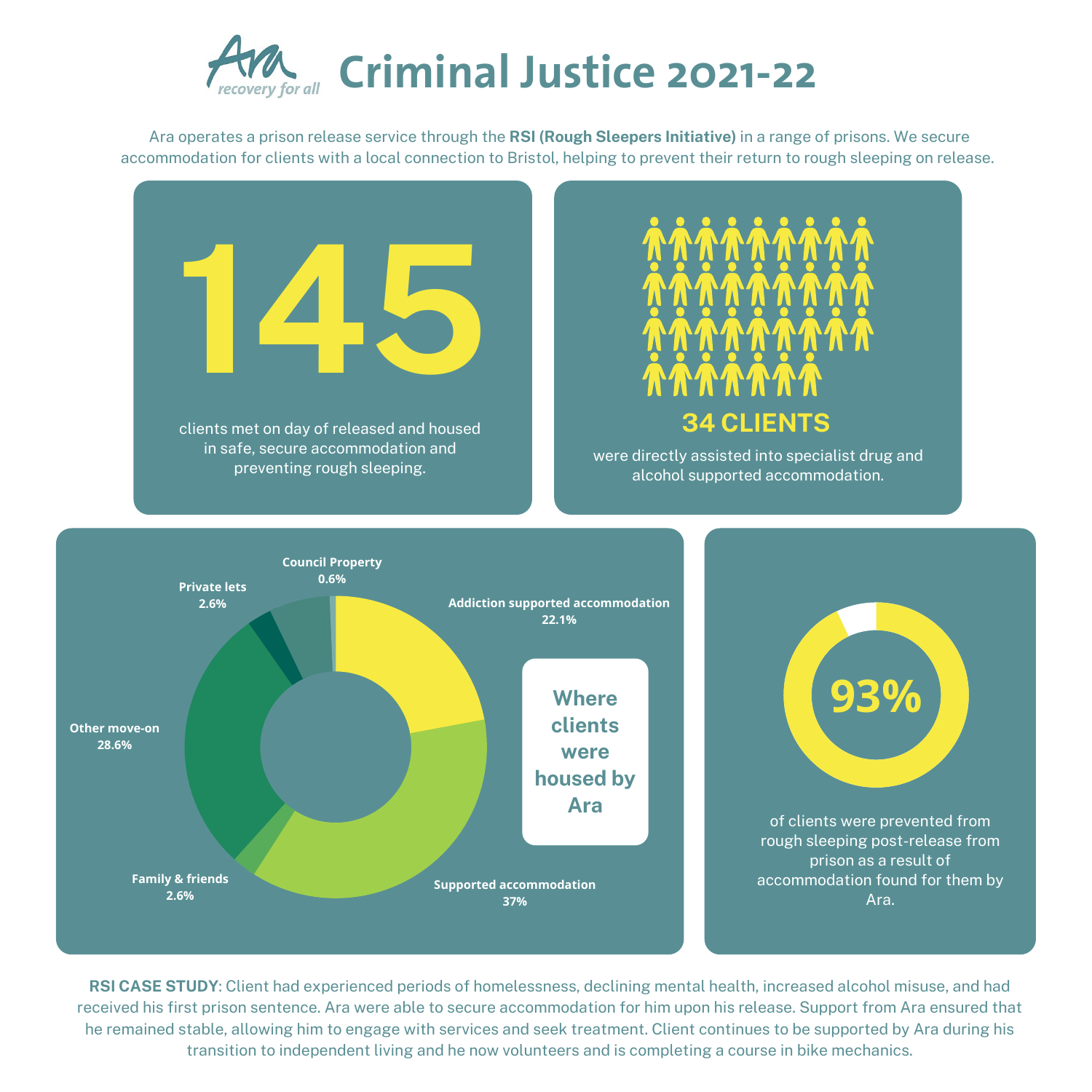# Criminal Justice 2021-22

Ara – recovery for all

Ara operates a prison release service through the **RSI (Rough Sleepers Initiative)** in a range of prisons. We secure accommodation for clients with a local connection to Bristol, helping to prevent their return to rough sleeping on release.

**145**

clients met on day of released and housed in safe, secure accommodation and preventing rough sleeping.

**34 CLIENTS**

were directly assisted into specialist drug and alcohol supported accommodation.

**Where clients were housed by Ara**

Council Property
0.6%

Addiction supported accommodation
22.1%

Private lets
2.6%

Other move-on
28.6%

Family & friends
2.6%

Supported accommodation
37%

**93%**

of clients were prevented from rough sleeping post-release from prison as a result of accommodation found for them by Ara.

**RSI CASE STUDY**: Client had experienced periods of homelessness, declining mental health, increased alcohol misuse, and had received his first prison sentence. Ara were able to secure accommodation for him upon his release. Support from Ara ensured that he remained stable, allowing him to engage with services and seek treatment. Client continues to be supported by Ara during his transition to independent living and he now volunteers and is completing a course in bike mechanics.